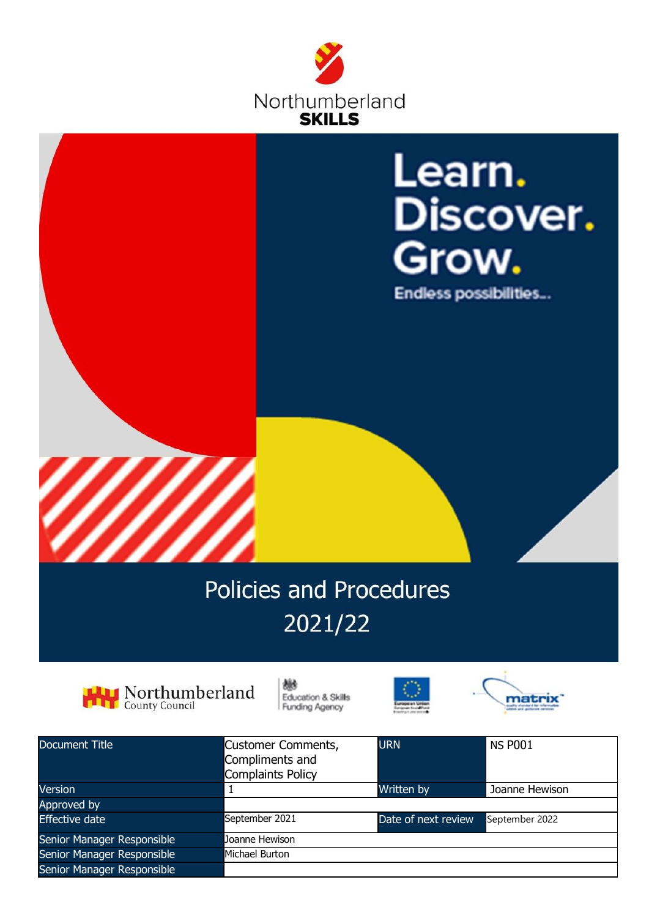Northumberland
**SKILLS**

Learn.
Discover.
Grow.
Endless possibilities...

# Policies and Procedures 2021/22

| Document Title | Customer Comments, Compliments and Complaints Policy | URN | NS P001 |
|---|---|---|---|
| Version | 1 | Written by | Joanne Hewison |
| Approved by | | | |
| Effective date | September 2021 | Date of next review | September 2022 |
| Senior Manager Responsible | Joanne Hewison | | |
| Senior Manager Responsible | Michael Burton | | |
| Senior Manager Responsible | | | |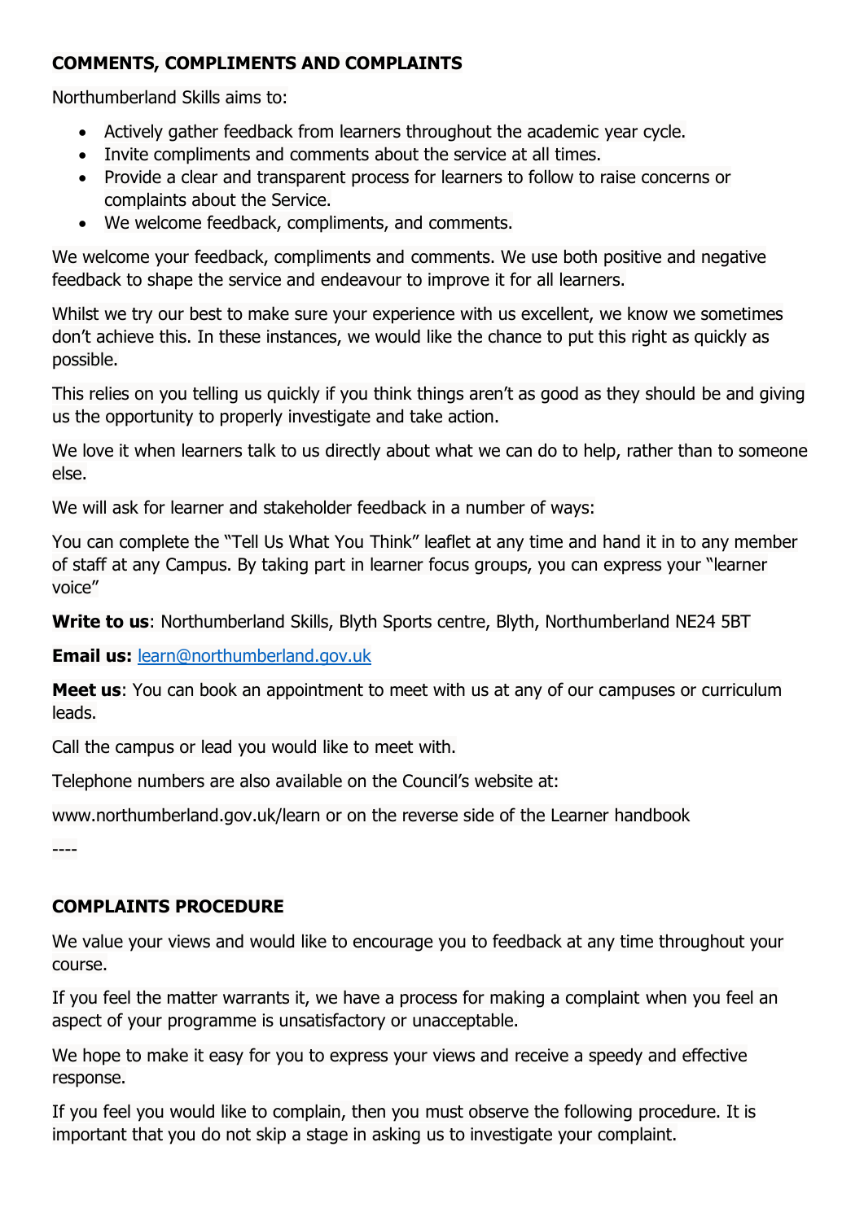**COMMENTS, COMPLIMENTS AND COMPLAINTS**

Northumberland Skills aims to:

- Actively gather feedback from learners throughout the academic year cycle.
- Invite compliments and comments about the service at all times.
- Provide a clear and transparent process for learners to follow to raise concerns or complaints about the Service.
- We welcome feedback, compliments, and comments.

We welcome your feedback, compliments and comments. We use both positive and negative feedback to shape the service and endeavour to improve it for all learners.

Whilst we try our best to make sure your experience with us excellent, we know we sometimes don't achieve this. In these instances, we would like the chance to put this right as quickly as possible.

This relies on you telling us quickly if you think things aren't as good as they should be and giving us the opportunity to properly investigate and take action.

We love it when learners talk to us directly about what we can do to help, rather than to someone else.

We will ask for learner and stakeholder feedback in a number of ways:

You can complete the "Tell Us What You Think" leaflet at any time and hand it in to any member of staff at any Campus. By taking part in learner focus groups, you can express your "learner voice"

**Write to us**: Northumberland Skills, Blyth Sports centre, Blyth, Northumberland NE24 5BT

**Email us:** learn@northumberland.gov.uk

**Meet us**: You can book an appointment to meet with us at any of our campuses or curriculum leads.

Call the campus or lead you would like to meet with.

Telephone numbers are also available on the Council's website at:

www.northumberland.gov.uk/learn or on the reverse side of the Learner handbook

----

**COMPLAINTS PROCEDURE**

We value your views and would like to encourage you to feedback at any time throughout your course.

If you feel the matter warrants it, we have a process for making a complaint when you feel an aspect of your programme is unsatisfactory or unacceptable.

We hope to make it easy for you to express your views and receive a speedy and effective response.

If you feel you would like to complain, then you must observe the following procedure. It is important that you do not skip a stage in asking us to investigate your complaint.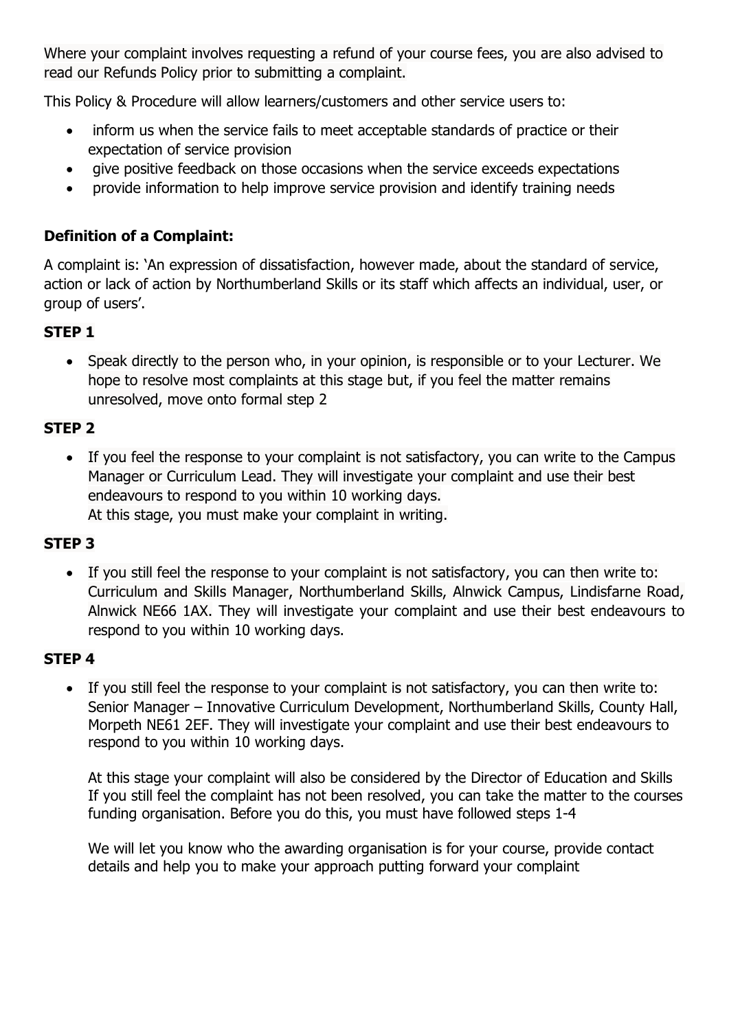Where your complaint involves requesting a refund of your course fees, you are also advised to read our Refunds Policy prior to submitting a complaint.

This Policy & Procedure will allow learners/customers and other service users to:

- inform us when the service fails to meet acceptable standards of practice or their expectation of service provision
- give positive feedback on those occasions when the service exceeds expectations
- provide information to help improve service provision and identify training needs

**Definition of a Complaint:**

A complaint is: 'An expression of dissatisfaction, however made, about the standard of service, action or lack of action by Northumberland Skills or its staff which affects an individual, user, or group of users'.

**STEP 1**

- Speak directly to the person who, in your opinion, is responsible or to your Lecturer. We hope to resolve most complaints at this stage but, if you feel the matter remains unresolved, move onto formal step 2

**STEP 2**

- If you feel the response to your complaint is not satisfactory, you can write to the Campus Manager or Curriculum Lead. They will investigate your complaint and use their best endeavours to respond to you within 10 working days.
  At this stage, you must make your complaint in writing.

**STEP 3**

- If you still feel the response to your complaint is not satisfactory, you can then write to: Curriculum and Skills Manager, Northumberland Skills, Alnwick Campus, Lindisfarne Road, Alnwick NE66 1AX. They will investigate your complaint and use their best endeavours to respond to you within 10 working days.

**STEP 4**

- If you still feel the response to your complaint is not satisfactory, you can then write to: Senior Manager – Innovative Curriculum Development, Northumberland Skills, County Hall, Morpeth NE61 2EF. They will investigate your complaint and use their best endeavours to respond to you within 10 working days.

  At this stage your complaint will also be considered by the Director of Education and Skills If you still feel the complaint has not been resolved, you can take the matter to the courses funding organisation. Before you do this, you must have followed steps 1-4

  We will let you know who the awarding organisation is for your course, provide contact details and help you to make your approach putting forward your complaint